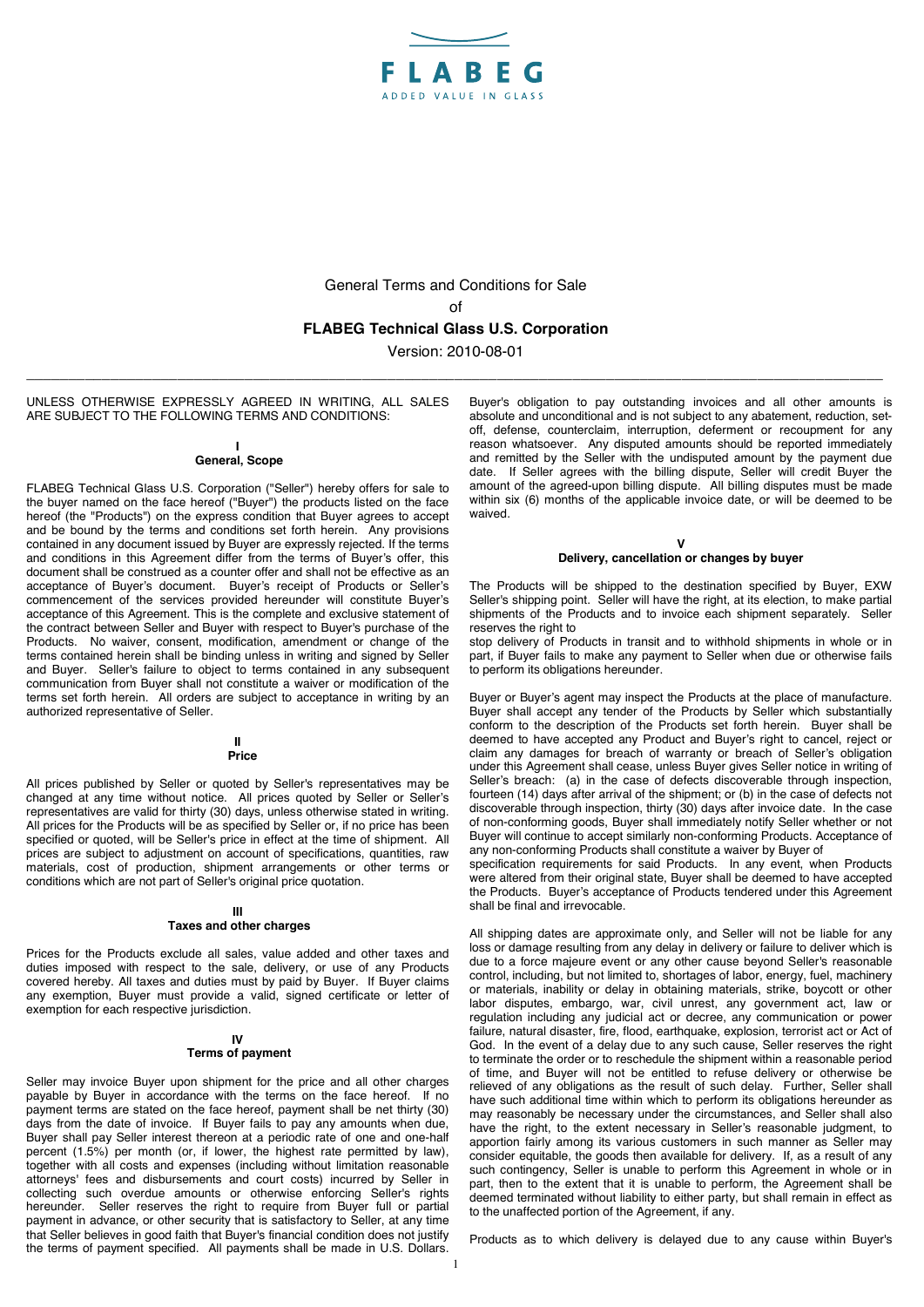FLABEG

ADDED VALUE IN GLASS

# General Terms and Conditions for Sale

of

**FLABEG Technical Glass U.S. Corporation**

Version: 2010-08-01

---

UNLESS OTHERWISE EXPRESSLY AGREED IN WRITING, ALL SALES ARE SUBJECT TO THE FOLLOWING TERMS AND CONDITIONS:

## I
## General, Scope

FLABEG Technical Glass U.S. Corporation ("Seller") hereby offers for sale to the buyer named on the face hereof ("Buyer") the products listed on the face hereof (the "Products") on the express condition that Buyer agrees to accept and be bound by the terms and conditions set forth herein. Any provisions contained in any document issued by Buyer are expressly rejected. If the terms and conditions in this Agreement differ from the terms of Buyer's offer, this document shall be construed as a counter offer and shall not be effective as an acceptance of Buyer's document. Buyer's receipt of Products or Seller's commencement of the services provided hereunder will constitute Buyer's acceptance of this Agreement. This is the complete and exclusive statement of the contract between Seller and Buyer with respect to Buyer's purchase of the Products. No waiver, consent, modification, amendment or change of the terms contained herein shall be binding unless in writing and signed by Seller and Buyer. Seller's failure to object to terms contained in any subsequent communication from Buyer shall not constitute a waiver or modification of the terms set forth herein. All orders are subject to acceptance in writing by an authorized representative of Seller.

## II
## Price

All prices published by Seller or quoted by Seller's representatives may be changed at any time without notice. All prices quoted by Seller or Seller's representatives are valid for thirty (30) days, unless otherwise stated in writing. All prices for the Products will be as specified by Seller or, if no price has been specified or quoted, will be Seller's price in effect at the time of shipment. All prices are subject to adjustment on account of specifications, quantities, raw materials, cost of production, shipment arrangements or other terms or conditions which are not part of Seller's original price quotation.

## III
## Taxes and other charges

Prices for the Products exclude all sales, value added and other taxes and duties imposed with respect to the sale, delivery, or use of any Products covered hereby. All taxes and duties must by paid by Buyer. If Buyer claims any exemption, Buyer must provide a valid, signed certificate or letter of exemption for each respective jurisdiction.

## IV
## Terms of payment

Seller may invoice Buyer upon shipment for the price and all other charges payable by Buyer in accordance with the terms on the face hereof. If no payment terms are stated on the face hereof, payment shall be net thirty (30) days from the date of invoice. If Buyer fails to pay any amounts when due, Buyer shall pay Seller interest thereon at a periodic rate of one and one-half percent (1.5%) per month (or, if lower, the highest rate permitted by law), together with all costs and expenses (including without limitation reasonable attorneys' fees and disbursements and court costs) incurred by Seller in collecting such overdue amounts or otherwise enforcing Seller's rights hereunder. Seller reserves the right to require from Buyer full or partial payment in advance, or other security that is satisfactory to Seller, at any time that Seller believes in good faith that Buyer's financial condition does not justify the terms of payment specified. All payments shall be made in U.S. Dollars. Buyer's obligation to pay outstanding invoices and all other amounts is absolute and unconditional and is not subject to any abatement, reduction, set-off, defense, counterclaim, interruption, deferment or recoupment for any reason whatsoever. Any disputed amounts should be reported immediately and remitted by the Seller with the undisputed amount by the payment due date. If Seller agrees with the billing dispute, Seller will credit Buyer the amount of the agreed-upon billing dispute. All billing disputes must be made within six (6) months of the applicable invoice date, or will be deemed to be waived.

## V
## Delivery, cancellation or changes by buyer

The Products will be shipped to the destination specified by Buyer, EXW Seller's shipping point. Seller will have the right, at its election, to make partial shipments of the Products and to invoice each shipment separately. Seller reserves the right to
stop delivery of Products in transit and to withhold shipments in whole or in part, if Buyer fails to make any payment to Seller when due or otherwise fails to perform its obligations hereunder.

Buyer or Buyer's agent may inspect the Products at the place of manufacture. Buyer shall accept any tender of the Products by Seller which substantially conform to the description of the Products set forth herein. Buyer shall be deemed to have accepted any Product and Buyer's right to cancel, reject or claim any damages for breach of warranty or breach of Seller's obligation under this Agreement shall cease, unless Buyer gives Seller notice in writing of Seller's breach: (a) in the case of defects discoverable through inspection, fourteen (14) days after arrival of the shipment; or (b) in the case of defects not discoverable through inspection, thirty (30) days after invoice date. In the case of non-conforming goods, Buyer shall immediately notify Seller whether or not Buyer will continue to accept similarly non-conforming Products. Acceptance of any non-conforming Products shall constitute a waiver by Buyer of
specification requirements for said Products. In any event, when Products were altered from their original state, Buyer shall be deemed to have accepted the Products. Buyer's acceptance of Products tendered under this Agreement shall be final and irrevocable.

All shipping dates are approximate only, and Seller will not be liable for any loss or damage resulting from any delay in delivery or failure to deliver which is due to a force majeure event or any other cause beyond Seller's reasonable control, including, but not limited to, shortages of labor, energy, fuel, machinery or materials, inability or delay in obtaining materials, strike, boycott or other labor disputes, embargo, war, civil unrest, any government act, law or regulation including any judicial act or decree, any communication or power failure, natural disaster, fire, flood, earthquake, explosion, terrorist act or Act of God. In the event of a delay due to any such cause, Seller reserves the right to terminate the order or to reschedule the shipment within a reasonable period of time, and Buyer will not be entitled to refuse delivery or otherwise be relieved of any obligations as the result of such delay. Further, Seller shall have such additional time within which to perform its obligations hereunder as may reasonably be necessary under the circumstances, and Seller shall also have the right, to the extent necessary in Seller's reasonable judgment, to apportion fairly among its various customers in such manner as Seller may consider equitable, the goods then available for delivery. If, as a result of any such contingency, Seller is unable to perform this Agreement in whole or in part, then to the extent that it is unable to perform, the Agreement shall be deemed terminated without liability to either party, but shall remain in effect as to the unaffected portion of the Agreement, if any.

Products as to which delivery is delayed due to any cause within Buyer's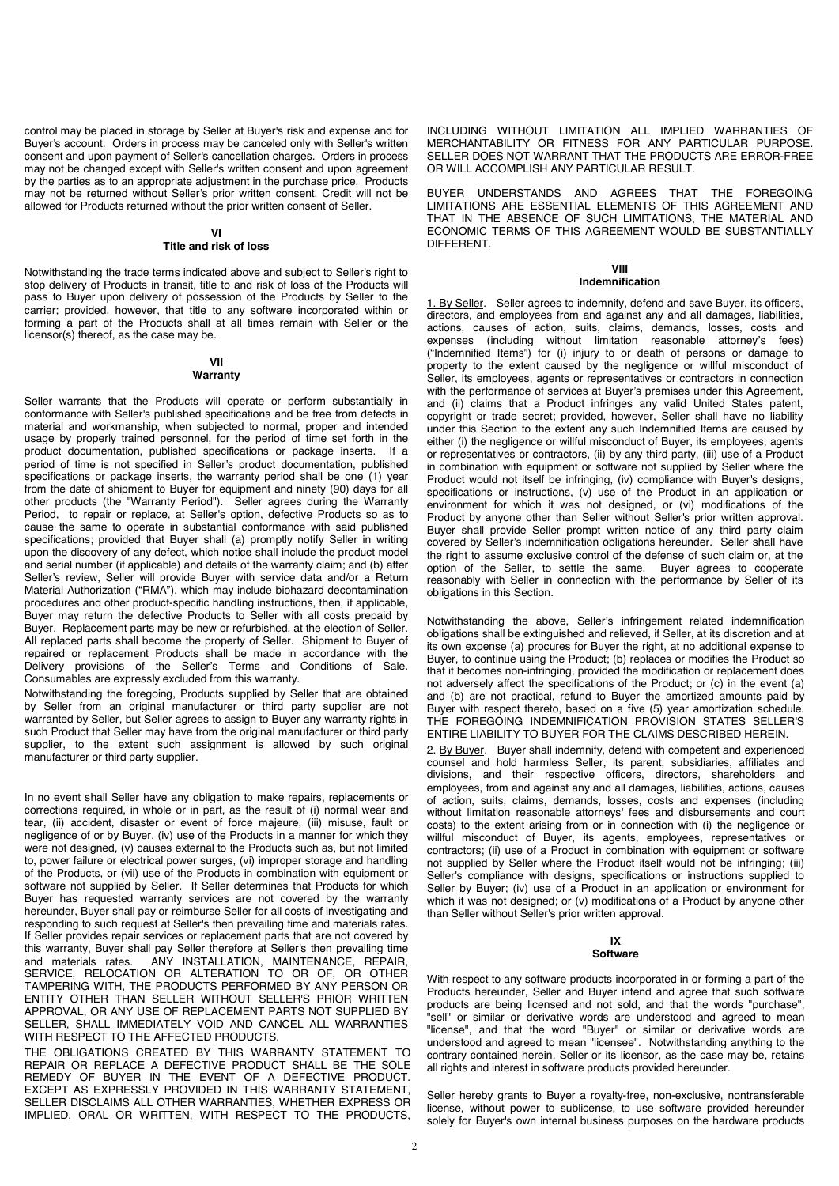control may be placed in storage by Seller at Buyer's risk and expense and for Buyer's account. Orders in process may be canceled only with Seller's written consent and upon payment of Seller's cancellation charges. Orders in process may not be changed except with Seller's written consent and upon agreement by the parties as to an appropriate adjustment in the purchase price. Products may not be returned without Seller's prior written consent. Credit will not be allowed for Products returned without the prior written consent of Seller.

## VI
## Title and risk of loss

Notwithstanding the trade terms indicated above and subject to Seller's right to stop delivery of Products in transit, title to and risk of loss of the Products will pass to Buyer upon delivery of possession of the Products by Seller to the carrier; provided, however, that title to any software incorporated within or forming a part of the Products shall at all times remain with Seller or the licensor(s) thereof, as the case may be.

## VII
## Warranty

Seller warrants that the Products will operate or perform substantially in conformance with Seller's published specifications and be free from defects in material and workmanship, when subjected to normal, proper and intended usage by properly trained personnel, for the period of time set forth in the product documentation, published specifications or package inserts. If a period of time is not specified in Seller's product documentation, published specifications or package inserts, the warranty period shall be one (1) year from the date of shipment to Buyer for equipment and ninety (90) days for all other products (the "Warranty Period"). Seller agrees during the Warranty Period, to repair or replace, at Seller's option, defective Products so as to cause the same to operate in substantial conformance with said published specifications; provided that Buyer shall (a) promptly notify Seller in writing upon the discovery of any defect, which notice shall include the product model and serial number (if applicable) and details of the warranty claim; and (b) after Seller's review, Seller will provide Buyer with service data and/or a Return Material Authorization ("RMA"), which may include biohazard decontamination procedures and other product-specific handling instructions, then, if applicable, Buyer may return the defective Products to Seller with all costs prepaid by Buyer. Replacement parts may be new or refurbished, at the election of Seller. All replaced parts shall become the property of Seller. Shipment to Buyer of repaired or replacement Products shall be made in accordance with the Delivery provisions of the Seller's Terms and Conditions of Sale. Consumables are expressly excluded from this warranty.

Notwithstanding the foregoing, Products supplied by Seller that are obtained by Seller from an original manufacturer or third party supplier are not warranted by Seller, but Seller agrees to assign to Buyer any warranty rights in such Product that Seller may have from the original manufacturer or third party supplier, to the extent such assignment is allowed by such original manufacturer or third party supplier.

In no event shall Seller have any obligation to make repairs, replacements or corrections required, in whole or in part, as the result of (i) normal wear and tear, (ii) accident, disaster or event of force majeure, (iii) misuse, fault or negligence of or by Buyer, (iv) use of the Products in a manner for which they were not designed, (v) causes external to the Products such as, but not limited to, power failure or electrical power surges, (vi) improper storage and handling of the Products, or (vii) use of the Products in combination with equipment or software not supplied by Seller. If Seller determines that Products for which Buyer has requested warranty services are not covered by the warranty hereunder, Buyer shall pay or reimburse Seller for all costs of investigating and responding to such request at Seller's then prevailing time and materials rates. If Seller provides repair services or replacement parts that are not covered by this warranty, Buyer shall pay Seller therefore at Seller's then prevailing time and materials rates. ANY INSTALLATION, MAINTENANCE, REPAIR, SERVICE, RELOCATION OR ALTERATION TO OR OF, OR OTHER TAMPERING WITH, THE PRODUCTS PERFORMED BY ANY PERSON OR ENTITY OTHER THAN SELLER WITHOUT SELLER'S PRIOR WRITTEN APPROVAL, OR ANY USE OF REPLACEMENT PARTS NOT SUPPLIED BY SELLER, SHALL IMMEDIATELY VOID AND CANCEL ALL WARRANTIES WITH RESPECT TO THE AFFECTED PRODUCTS.

THE OBLIGATIONS CREATED BY THIS WARRANTY STATEMENT TO REPAIR OR REPLACE A DEFECTIVE PRODUCT SHALL BE THE SOLE REMEDY OF BUYER IN THE EVENT OF A DEFECTIVE PRODUCT. EXCEPT AS EXPRESSLY PROVIDED IN THIS WARRANTY STATEMENT, SELLER DISCLAIMS ALL OTHER WARRANTIES, WHETHER EXPRESS OR IMPLIED, ORAL OR WRITTEN, WITH RESPECT TO THE PRODUCTS, INCLUDING WITHOUT LIMITATION ALL IMPLIED WARRANTIES OF MERCHANTABILITY OR FITNESS FOR ANY PARTICULAR PURPOSE. SELLER DOES NOT WARRANT THAT THE PRODUCTS ARE ERROR-FREE OR WILL ACCOMPLISH ANY PARTICULAR RESULT.

BUYER UNDERSTANDS AND AGREES THAT THE FOREGOING LIMITATIONS ARE ESSENTIAL ELEMENTS OF THIS AGREEMENT AND THAT IN THE ABSENCE OF SUCH LIMITATIONS, THE MATERIAL AND ECONOMIC TERMS OF THIS AGREEMENT WOULD BE SUBSTANTIALLY DIFFERENT.

## VIII
## Indemnification

1. By Seller. Seller agrees to indemnify, defend and save Buyer, its officers, directors, and employees from and against any and all damages, liabilities, actions, causes of action, suits, claims, demands, losses, costs and expenses (including without limitation reasonable attorney's fees) ("Indemnified Items") for (i) injury to or death of persons or damage to property to the extent caused by the negligence or willful misconduct of Seller, its employees, agents or representatives or contractors in connection with the performance of services at Buyer's premises under this Agreement, and (ii) claims that a Product infringes any valid United States patent, copyright or trade secret; provided, however, Seller shall have no liability under this Section to the extent any such Indemnified Items are caused by either (i) the negligence or willful misconduct of Buyer, its employees, agents or representatives or contractors, (ii) by any third party, (iii) use of a Product in combination with equipment or software not supplied by Seller where the Product would not itself be infringing, (iv) compliance with Buyer's designs, specifications or instructions, (v) use of the Product in an application or environment for which it was not designed, or (vi) modifications of the Product by anyone other than Seller without Seller's prior written approval. Buyer shall provide Seller prompt written notice of any third party claim covered by Seller's indemnification obligations hereunder. Seller shall have the right to assume exclusive control of the defense of such claim or, at the option of the Seller, to settle the same. Buyer agrees to cooperate reasonably with Seller in connection with the performance by Seller of its obligations in this Section.

Notwithstanding the above, Seller's infringement related indemnification obligations shall be extinguished and relieved, if Seller, at its discretion and at its own expense (a) procures for Buyer the right, at no additional expense to Buyer, to continue using the Product; (b) replaces or modifies the Product so that it becomes non-infringing, provided the modification or replacement does not adversely affect the specifications of the Product; or (c) in the event (a) and (b) are not practical, refund to Buyer the amortized amounts paid by Buyer with respect thereto, based on a five (5) year amortization schedule. THE FOREGOING INDEMNIFICATION PROVISION STATES SELLER'S ENTIRE LIABILITY TO BUYER FOR THE CLAIMS DESCRIBED HEREIN.

2. By Buyer. Buyer shall indemnify, defend with competent and experienced counsel and hold harmless Seller, its parent, subsidiaries, affiliates and divisions, and their respective officers, directors, shareholders and employees, from and against any and all damages, liabilities, actions, causes of action, suits, claims, demands, losses, costs and expenses (including without limitation reasonable attorneys' fees and disbursements and court costs) to the extent arising from or in connection with (i) the negligence or willful misconduct of Buyer, its agents, employees, representatives or contractors; (ii) use of a Product in combination with equipment or software not supplied by Seller where the Product itself would not be infringing; (iii) Seller's compliance with designs, specifications or instructions supplied to Seller by Buyer; (iv) use of a Product in an application or environment for which it was not designed; or (v) modifications of a Product by anyone other than Seller without Seller's prior written approval.

## IX
## Software

With respect to any software products incorporated in or forming a part of the Products hereunder, Seller and Buyer intend and agree that such software products are being licensed and not sold, and that the words "purchase", "sell" or similar or derivative words are understood and agreed to mean "license", and that the word "Buyer" or similar or derivative words are understood and agreed to mean "licensee". Notwithstanding anything to the contrary contained herein, Seller or its licensor, as the case may be, retains all rights and interest in software products provided hereunder.

Seller hereby grants to Buyer a royalty-free, non-exclusive, nontransferable license, without power to sublicense, to use software provided hereunder solely for Buyer's own internal business purposes on the hardware products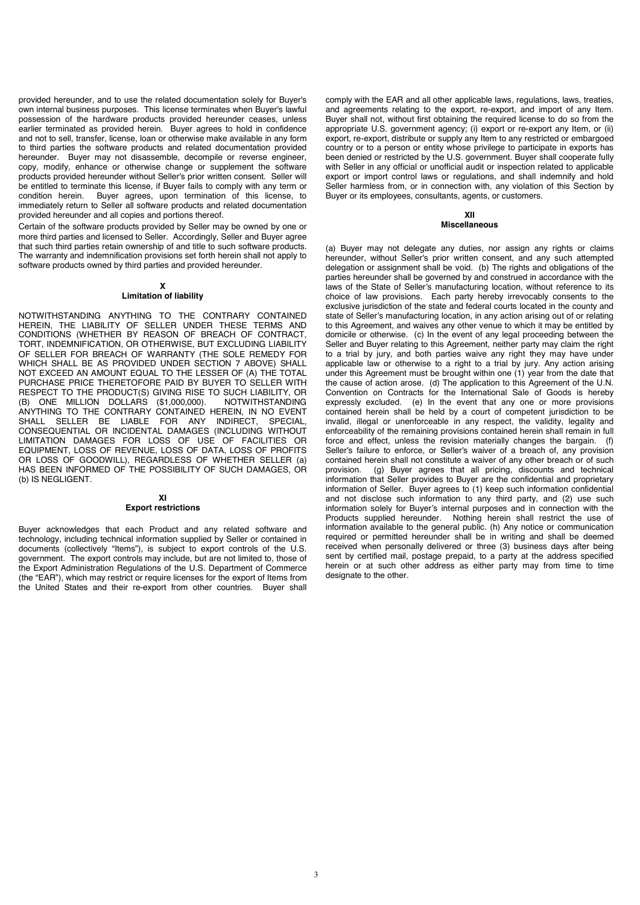provided hereunder, and to use the related documentation solely for Buyer's own internal business purposes. This license terminates when Buyer's lawful possession of the hardware products provided hereunder ceases, unless earlier terminated as provided herein. Buyer agrees to hold in confidence and not to sell, transfer, license, loan or otherwise make available in any form to third parties the software products and related documentation provided hereunder. Buyer may not disassemble, decompile or reverse engineer, copy, modify, enhance or otherwise change or supplement the software products provided hereunder without Seller's prior written consent. Seller will be entitled to terminate this license, if Buyer fails to comply with any term or condition herein. Buyer agrees, upon termination of this license, to immediately return to Seller all software products and related documentation provided hereunder and all copies and portions thereof.

Certain of the software products provided by Seller may be owned by one or more third parties and licensed to Seller. Accordingly, Seller and Buyer agree that such third parties retain ownership of and title to such software products. The warranty and indemnification provisions set forth herein shall not apply to software products owned by third parties and provided hereunder.

## X
## Limitation of liability

NOTWITHSTANDING ANYTHING TO THE CONTRARY CONTAINED HEREIN, THE LIABILITY OF SELLER UNDER THESE TERMS AND CONDITIONS (WHETHER BY REASON OF BREACH OF CONTRACT, TORT, INDEMNIFICATION, OR OTHERWISE, BUT EXCLUDING LIABILITY OF SELLER FOR BREACH OF WARRANTY (THE SOLE REMEDY FOR WHICH SHALL BE AS PROVIDED UNDER SECTION 7 ABOVE) SHALL NOT EXCEED AN AMOUNT EQUAL TO THE LESSER OF (A) THE TOTAL PURCHASE PRICE THERETOFORE PAID BY BUYER TO SELLER WITH RESPECT TO THE PRODUCT(S) GIVING RISE TO SUCH LIABILITY, OR (B) ONE MILLION DOLLARS ($1,000,000). NOTWITHSTANDING ANYTHING TO THE CONTRARY CONTAINED HEREIN, IN NO EVENT SHALL SELLER BE LIABLE FOR ANY INDIRECT, SPECIAL, CONSEQUENTIAL OR INCIDENTAL DAMAGES (INCLUDING WITHOUT LIMITATION DAMAGES FOR LOSS OF USE OF FACILITIES OR EQUIPMENT, LOSS OF REVENUE, LOSS OF DATA, LOSS OF PROFITS OR LOSS OF GOODWILL), REGARDLESS OF WHETHER SELLER (a) HAS BEEN INFORMED OF THE POSSIBILITY OF SUCH DAMAGES, OR (b) IS NEGLIGENT.

## XI
## Export restrictions

Buyer acknowledges that each Product and any related software and technology, including technical information supplied by Seller or contained in documents (collectively "Items"), is subject to export controls of the U.S. government. The export controls may include, but are not limited to, those of the Export Administration Regulations of the U.S. Department of Commerce (the "EAR"), which may restrict or require licenses for the export of Items from the United States and their re-export from other countries. Buyer shall comply with the EAR and all other applicable laws, regulations, laws, treaties, and agreements relating to the export, re-export, and import of any Item. Buyer shall not, without first obtaining the required license to do so from the appropriate U.S. government agency; (i) export or re-export any Item, or (ii) export, re-export, distribute or supply any Item to any restricted or embargoed country or to a person or entity whose privilege to participate in exports has been denied or restricted by the U.S. government. Buyer shall cooperate fully with Seller in any official or unofficial audit or inspection related to applicable export or import control laws or regulations, and shall indemnify and hold Seller harmless from, or in connection with, any violation of this Section by Buyer or its employees, consultants, agents, or customers.

## XII
## Miscellaneous

(a) Buyer may not delegate any duties, nor assign any rights or claims hereunder, without Seller's prior written consent, and any such attempted delegation or assignment shall be void. (b) The rights and obligations of the parties hereunder shall be governed by and construed in accordance with the laws of the State of Seller's manufacturing location, without reference to its choice of law provisions. Each party hereby irrevocably consents to the exclusive jurisdiction of the state and federal courts located in the county and state of Seller's manufacturing location, in any action arising out of or relating to this Agreement, and waives any other venue to which it may be entitled by domicile or otherwise. (c) In the event of any legal proceeding between the Seller and Buyer relating to this Agreement, neither party may claim the right to a trial by jury, and both parties waive any right they may have under applicable law or otherwise to a right to a trial by jury. Any action arising under this Agreement must be brought within one (1) year from the date that the cause of action arose. (d) The application to this Agreement of the U.N. Convention on Contracts for the International Sale of Goods is hereby expressly excluded. (e) In the event that any one or more provisions contained herein shall be held by a court of competent jurisdiction to be invalid, illegal or unenforceable in any respect, the validity, legality and enforceability of the remaining provisions contained herein shall remain in full force and effect, unless the revision materially changes the bargain. (f) Seller's failure to enforce, or Seller's waiver of a breach of, any provision contained herein shall not constitute a waiver of any other breach or of such provision. (g) Buyer agrees that all pricing, discounts and technical information that Seller provides to Buyer are the confidential and proprietary information of Seller. Buyer agrees to (1) keep such information confidential and not disclose such information to any third party, and (2) use such information solely for Buyer's internal purposes and in connection with the Products supplied hereunder. Nothing herein shall restrict the use of information available to the general public. (h) Any notice or communication required or permitted hereunder shall be in writing and shall be deemed received when personally delivered or three (3) business days after being sent by certified mail, postage prepaid, to a party at the address specified herein or at such other address as either party may from time to time designate to the other.